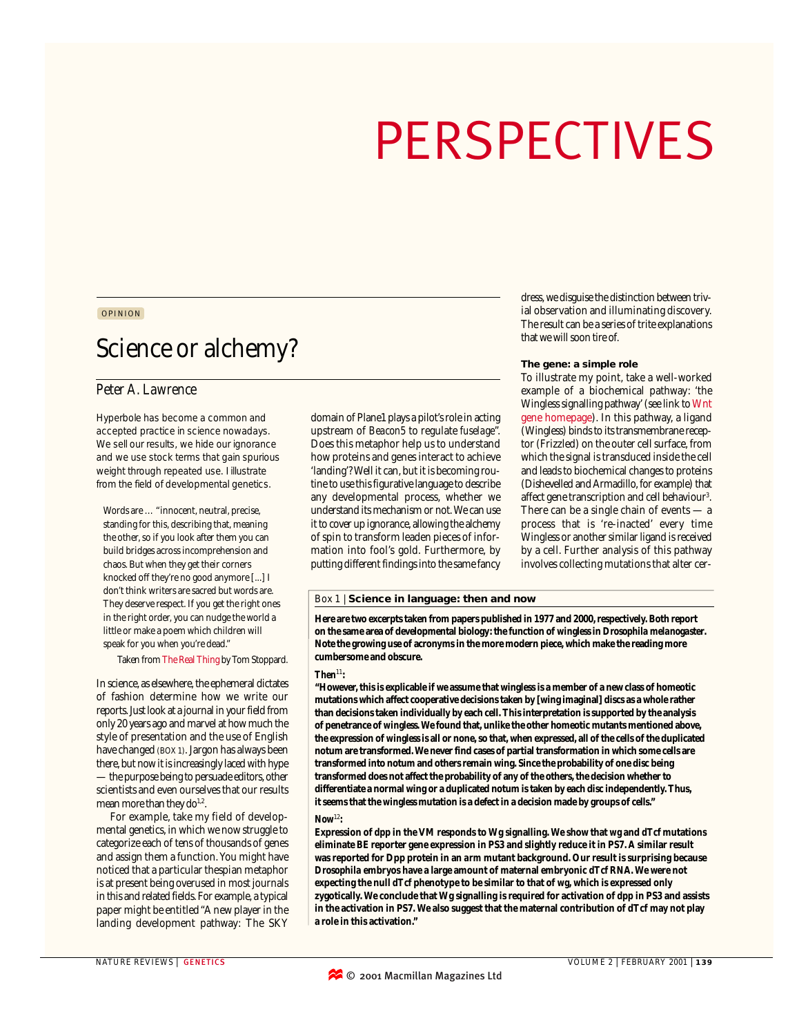# PERSPECTIVES

OPINION

## Science or alchemy?

*Peter A. Lawrence*

Hyperbole has become a common and accepted practice in science nowadays. We sell our results, we hide our ignorance and we use stock terms that gain spurious weight through repeated use. I illustrate from the field of developmental genetics.

> Words are … "innocent, neutral, precise, standing for this, describing that, meaning the other, so if you look after them you can build bridges across incomprehension and chaos. But when they get their corners knocked off they're no good anymore […] I don't think writers are sacred but words are. They deserve respect. If you get the right ones in the right order, you can nudge the world a little or make a poem which children will speak for you when you're dead."
>
> Taken from The Real Thing by Tom Stoppard.

In science, as elsewhere, the ephemeral dictates of fashion determine how we write our reports. Just look at a journal in your field from only 20 years ago and marvel at how much the style of presentation and the use of English have changed (BOX 1). Jargon has always been there, but now it is increasingly laced with hype — the purpose being to persuade editors, other scientists and even ourselves that our results mean more than they do[1,2].

For example, take my field of developmental genetics, in which we now struggle to categorize each of tens of thousands of genes and assign them a function. You might have noticed that a particular thespian metaphor is at present being overused in most journals in this and related fields. For example, a typical paper might be entitled "A new player in the landing development pathway: The SKY domain of Plane1 plays a pilot's role in acting upstream of *Beacon5* to regulate *fuselage*". Does this metaphor help us to understand how proteins and genes interact to achieve 'landing'? Well it can, but it is becoming routine to use this figurative language to describe any developmental process, whether we understand its mechanism or not. We can use it to cover up ignorance, allowing the alchemy of spin to transform leaden pieces of information into fool's gold. Furthermore, by putting different findings into the same fancy dress, we disguise the distinction between trivial observation and illuminating discovery. The result can be a series of trite explanations that we will soon tire of.

### The gene: a simple role

To illustrate my point, take a well-worked example of a biochemical pathway: 'the Wingless signalling pathway' (see link to Wnt gene homepage). In this pathway, a ligand (Wingless) binds to its transmembrane receptor (Frizzled) on the outer cell surface, from which the signal is transduced inside the cell and leads to biochemical changes to proteins (Dishevelled and Armadillo, for example) that affect gene transcription and cell behaviour[3]. There can be a single chain of events — a process that is 're-inacted' every time Wingless or another similar ligand is received by a cell. Further analysis of this pathway involves collecting mutations that alter cer-

---

Box 1 | **Science in language: then and now**

**Here are two excerpts taken from papers published in 1977 and 2000, respectively. Both report on the same area of developmental biology: the function of *wingless* in *Drosophila melanogaster*. Note the growing use of acronyms in the more modern piece, which make the reading more cumbersome and obscure.**

**Then[11]:**

**"However, this is explicable if we assume that wingless is a member of a new class of homeotic mutations which affect cooperative decisions taken by [wing imaginal] discs as a whole rather than decisions taken individually by each cell. This interpretation is supported by the analysis of penetrance of wingless. We found that, unlike the other homeotic mutants mentioned above, the expression of wingless is all or none, so that, when expressed, all of the cells of the duplicated notum are transformed. We never find cases of partial transformation in which some cells are transformed into notum and others remain wing. Since the probability of one disc being transformed does not affect the probability of any of the others, the decision whether to differentiate a normal wing or a duplicated notum is taken by each disc independently. Thus, it seems that the wingless mutation is a defect in a decision made by groups of cells."**

**Now[12]:**

**Expression of *dpp* in the VM responds to Wg signalling. We show that *wg* and *dTcf* mutations eliminate BE reporter gene expression in PS3 and slightly reduce it in PS7. A similar result was reported for Dpp protein in an *arm* mutant background. Our result is surprising because *Drosophila* embryos have a large amount of maternal embryonic *dTcf* RNA. We were not expecting the null *dTcf* phenotype to be similar to that of *wg*, which is expressed only zygotically. We conclude that Wg signalling is required for activation of *dpp* in PS3 and assists in the activation in PS7. We also suggest that the maternal contribution of dTcf may not play a role in this activation."**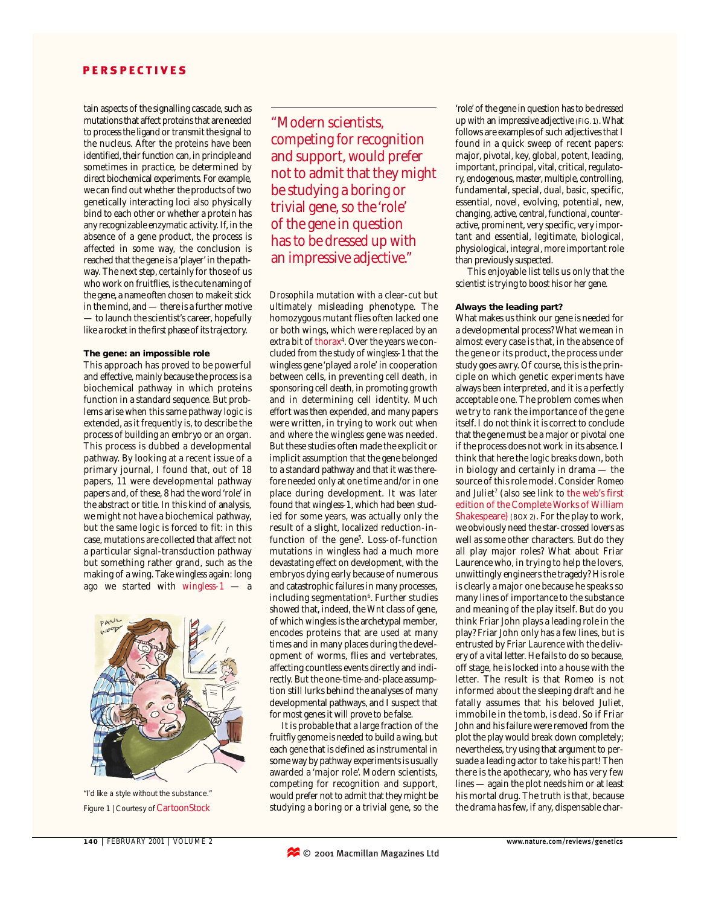tain aspects of the signalling cascade, such as mutations that affect proteins that are needed to process the ligand or transmit the signal to the nucleus. After the proteins have been identified, their function can, in principle and sometimes in practice, be determined by direct biochemical experiments. For example, we can find out whether the products of two genetically interacting loci also physically bind to each other or whether a protein has any recognizable enzymatic activity. If, in the absence of a gene product, the process is affected in some way, the conclusion is reached that the gene is a 'player' in the pathway. The next step, certainly for those of us who work on fruitflies, is the cute naming of the gene, a name often chosen to make it stick in the mind, and — there is a further motive — to launch the scientist's career, hopefully like a rocket in the first phase of its trajectory.

### The gene: an impossible role

This approach has proved to be powerful and effective, mainly because the process is a biochemical pathway in which proteins function in a standard sequence. But problems arise when this same pathway logic is extended, as it frequently is, to describe the process of building an embryo or an organ. This process is dubbed a developmental pathway. By looking at a recent issue of a primary journal, I found that, out of 18 papers, 11 were developmental pathway papers and, of these, 8 had the word 'role' in the abstract or title. In this kind of analysis, we might not have a biochemical pathway, but the same logic is forced to fit: in this case, mutations are collected that affect not a particular signal-transduction pathway but something rather grand, such as the making of a wing. Take *wingless* again: long ago we started with *wingless-1* — a *Drosophila* mutation with a clear-cut but ultimately misleading phenotype. The homozygous mutant flies often lacked one or both wings, which were replaced by an extra bit of thorax[4]. Over the years we concluded from the study of *wingless-1* that the *wingless* gene 'played a role' in cooperation between cells, in preventing cell death, in sponsoring cell death, in promoting growth and in determining cell identity. Much effort was then expended, and many papers were written, in trying to work out when and where the *wingless* gene was needed. But these studies often made the explicit or implicit assumption that the gene belonged to a standard pathway and that it was therefore needed only at one time and/or in one place during development. It was later found that *wingless-1*, which had been studied for some years, was actually only the result of a slight, localized reduction-in-function of the gene[5]. Loss-of-function mutations in *wingless* had a much more devastating effect on development, with the embryos dying early because of numerous and catastrophic failures in many processes, including segmentation[6]. Further studies showed that, indeed, the *Wnt* class of gene, of which *wingless* is the archetypal member, encodes proteins that are used at many times and in many places during the development of worms, flies and vertebrates, affecting countless events directly and indirectly. But the one-time-and-place assumption still lurks behind the analyses of many developmental pathways, and I suspect that for most genes it will prove to be false.

"I'd like a style without the substance."

Figure 1 | Courtesy of CartoonStock

> "Modern scientists, competing for recognition and support, would prefer not to admit that they might be studying a boring or trivial gene, so the 'role' of the gene in question has to be dressed up with an impressive adjective."

It is probable that a large fraction of the fruitfly genome is needed to build a wing, but each gene that is defined as instrumental in some way by pathway experiments is usually awarded a 'major role'. Modern scientists, competing for recognition and support, would prefer not to admit that they might be studying a boring or a trivial gene, so the 'role' of the gene in question has to be dressed up with an impressive adjective (FIG. 1). What follows are examples of such adjectives that I found in a quick sweep of recent papers: major, pivotal, key, global, potent, leading, important, principal, vital, critical, regulatory, endogenous, master, multiple, controlling, fundamental, special, dual, basic, specific, essential, novel, evolving, potential, new, changing, active, central, functional, counteractive, prominent, very specific, very important and essential, legitimate, biological, physiological, integral, more important role than previously suspected.

This enjoyable list tells us only that the scientist is trying to boost his or her gene.

### Always the leading part?

What makes us think our gene is needed for a developmental process? What we mean in almost every case is that, in the absence of the gene or its product, the process under study goes awry. Of course, this is the principle on which genetic experiments have always been interpreted, and it is a perfectly acceptable one. The problem comes when we try to rank the importance of the gene itself. I do not think it is correct to conclude that the gene must be a major or pivotal one if the process does not work in its absence. I think that here the logic breaks down, both in biology and certainly in drama — the source of this role model. Consider *Romeo and Juliet*[7] (also see link to the web's first edition of the Complete Works of William Shakespeare) (BOX 2). For the play to work, we obviously need the star-crossed lovers as well as some other characters. But do they all play major roles? What about Friar Laurence who, in trying to help the lovers, unwittingly engineers the tragedy? His role is clearly a major one because he speaks so many lines of importance to the substance and meaning of the play itself. But do you think Friar John plays a leading role in the play? Friar John only has a few lines, but is entrusted by Friar Laurence with the delivery of a vital letter. He fails to do so because, off stage, he is locked into a house with the letter. The result is that Romeo is not informed about the sleeping draft and he fatally assumes that his beloved Juliet, immobile in the tomb, is dead. So if Friar John and his failure were removed from the plot the play would break down completely; nevertheless, try using that argument to persuade a leading actor to take his part! Then there is the apothecary, who has very few lines — again the plot needs him or at least his mortal drug. The truth is that, because the drama has few, if any, dispensable char-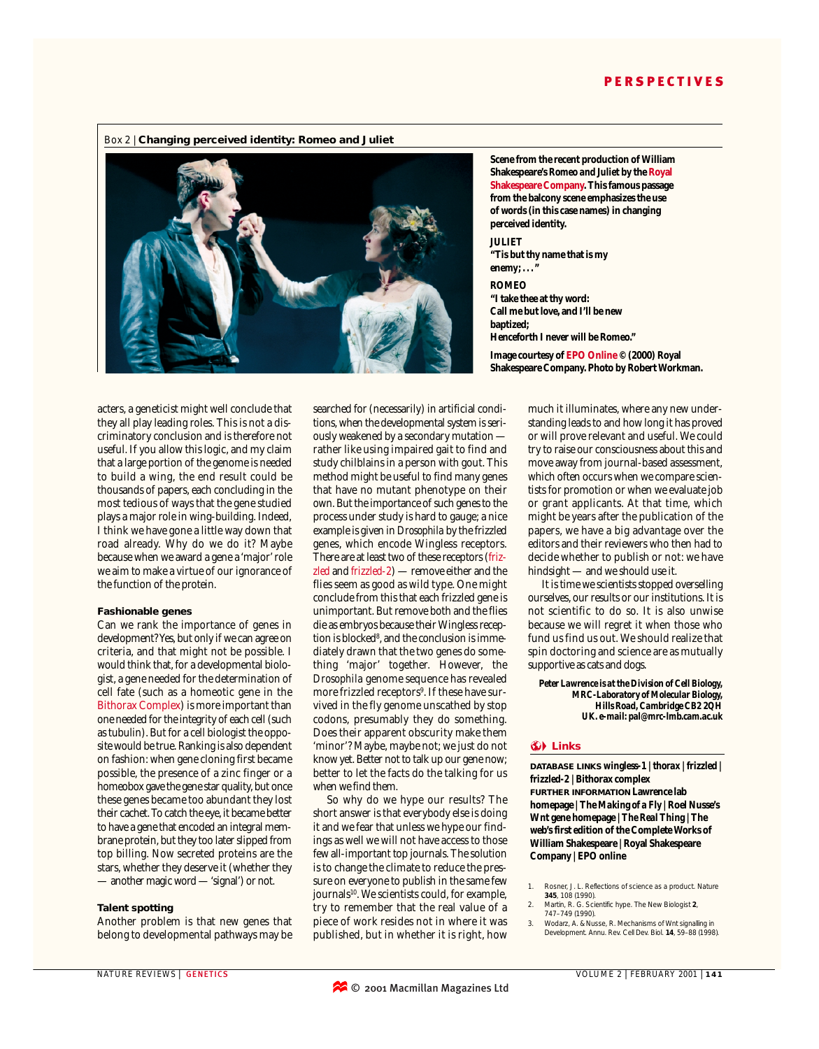Box 2 | **Changing perceived identity: Romeo and Juliet**

**Scene from the recent production of William Shakespeare's *Romeo and Juliet* by the Royal Shakespeare Company. This famous passage from the balcony scene emphasizes the use of words (in this case names) in changing perceived identity.**

**JULIET**
**"Tis but thy name that is my enemy; . . . "**

**ROMEO**
**"I take thee at thy word:**
**Call me but love, and I'll be new baptized;**
**Henceforth I never will be Romeo."**

**Image courtesy of EPO Online © (2000) Royal Shakespeare Company. Photo by Robert Workman.**

acters, a geneticist might well conclude that they all play leading roles. This is not a discriminatory conclusion and is therefore not useful. If you allow this logic, and my claim that a large portion of the genome is needed to build a wing, the end result could be thousands of papers, each concluding in the most tedious of ways that the gene studied plays a major role in wing-building. Indeed, I think we have gone a little way down that road already. Why do we do it? Maybe because when we award a gene a 'major' role we aim to make a virtue of our ignorance of the function of the protein.

### Fashionable genes

Can we rank the importance of genes in development? Yes, but only if we can agree on criteria, and that might not be possible. I would think that, for a developmental biologist, a gene needed for the determination of cell fate (such as a homeotic gene in the Bithorax Complex) is more important than one needed for the integrity of each cell (such as tubulin). But for a cell biologist the opposite would be true. Ranking is also dependent on fashion: when gene cloning first became possible, the presence of a zinc finger or a homeobox gave the gene star quality, but once these genes became too abundant they lost their cachet. To catch the eye, it became better to have a gene that encoded an integral membrane protein, but they too later slipped from top billing. Now secreted proteins are the stars, whether they deserve it (whether they — another magic word — 'signal') or not.

### Talent spotting

Another problem is that new genes that belong to developmental pathways may be searched for (necessarily) in artificial conditions, when the developmental system is seriously weakened by a secondary mutation — rather like using impaired gait to find and study chilblains in a person with gout. This method might be useful to find many genes that have no mutant phenotype on their own. But the importance of such genes to the process under study is hard to gauge; a nice example is given in *Drosophila* by the frizzled genes, which encode Wingless receptors. There are at least two of these receptors (frizzled and frizzled-2) — remove either and the flies seem as good as wild type. One might conclude from this that each frizzled gene is unimportant. But remove both and the flies die as embryos because their Wingless reception is blocked[8], and the conclusion is immediately drawn that the two genes do something 'major' together. However, the *Drosophila* genome sequence has revealed more frizzled receptors[9]. If these have survived in the fly genome unscathed by stop codons, presumably they do something. Does their apparent obscurity make them 'minor'? Maybe, maybe not; we just do not know yet. Better not to talk up our gene now; better to let the facts do the talking for us when we find them.

So why do we hype our results? The short answer is that everybody else is doing it and we fear that unless we hype our findings as well we will not have access to those few all-important top journals. The solution is to change the climate to reduce the pressure on everyone to publish in the same few journals[10]. We scientists could, for example, try to remember that the real value of a piece of work resides not in where it was published, but in whether it is right, how much it illuminates, where any new understanding leads to and how long it has proved or will prove relevant and useful. We could try to raise our consciousness about this and move away from journal-based assessment, which often occurs when we compare scientists for promotion or when we evaluate job or grant applicants. At that time, which might be years after the publication of the papers, we have a big advantage over the editors and their reviewers who then had to decide whether to publish or not: we have hindsight — and we should use it.

It is time we scientists stopped overselling ourselves, our results or our institutions. It is not scientific to do so. It is also unwise because we will regret it when those who fund us find us out. We should realize that spin doctoring and science are as mutually supportive as cats and dogs.

***Peter Lawrence is at the Division of Cell Biology, MRC-Laboratory of Molecular Biology, Hills Road, Cambridge CB2 2QH UK. e-mail: pal@mrc-lmb.cam.ac.uk***

### Links

**DATABASE LINKS wingless-1 | thorax | frizzled | frizzled-2 | Bithorax complex**
**FURTHER INFORMATION Lawrence lab homepage | The Making of a Fly | Roel Nusse's Wnt gene homepage | The Real Thing | The web's first edition of the Complete Works of William Shakespeare | Royal Shakespeare Company | EPO online**

1. Rosner, J. L. Reflections of science as a product. *Nature* **345**, 108 (1990).
2. Martin, R. G. Scientific hype. *The New Biologist* **2**, 747–749 (1990).
3. Wodarz, A. & Nusse, R. Mechanisms of Wnt signalling in Development. *Annu. Rev. Cell Dev. Biol.* **14**, 59–88 (1998).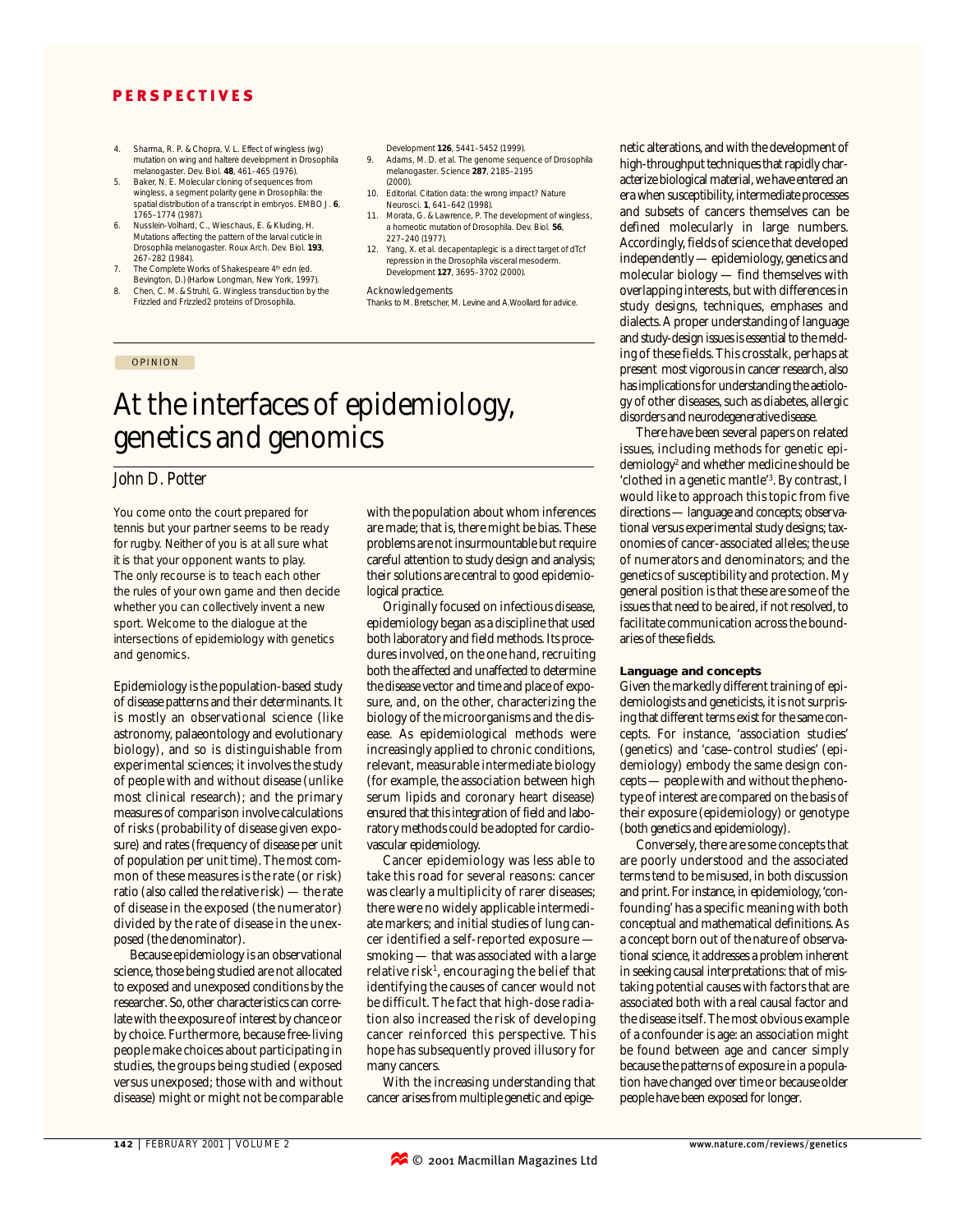4. Sharma, R. P. & Chopra, V. L. Effect of wingless (wg) mutation on wing and haltere development in Drosophila melanogaster. Dev. Biol. **48**, 461–465 (1976).
5. Baker, N. E. Molecular cloning of sequences from wingless, a segment polarity gene in Drosophila: the spatial distribution of a transcript in embryos. EMBO J. **6**, 1765–1774 (1987).
6. Nusslein-Volhard, C., Wieschaus, E. & Kluding, H. Mutations affecting the pattern of the larval cuticle in Drosophila melanogaster. Roux Arch. Dev. Biol. **193**, 267–282 (1984).
7. The Complete Works of Shakespeare 4th edn (ed. Bevington, D.) (Harlow Longman, New York, 1997).
8. Chen, C. M. & Struhl, G. Wingless transduction by the Frizzled and Frizzled2 proteins of Drosophila. Development **126**, 5441–5452 (1999).
9. Adams, M. D. et al. The genome sequence of Drosophila melanogaster. Science **287**, 2185–2195 (2000).
10. Editorial. Citation data: the wrong impact? Nature Neurosci. **1**, 641–642 (1998).
11. Morata, G. & Lawrence, P. The development of wingless, a homeotic mutation of Drosophila. Dev. Biol. **56**, 227–240 (1977).
12. Yang, X. et al. decapentaplegic is a direct target of dTcf repression in the Drosophila visceral mesoderm. Development **127**, 3695–3702 (2000).

**Acknowledgements**

Thanks to M. Bretscher, M. Levine and A.Woollard for advice.

OPINION

# At the interfaces of epidemiology, genetics and genomics

*John D. Potter*

*You come onto the court prepared for tennis but your partner seems to be ready for rugby. Neither of you is at all sure what it is that your opponent wants to play. The only recourse is to teach each other the rules of your own game and then decide whether you can collectively invent a new sport. Welcome to the dialogue at the intersections of epidemiology with genetics and genomics.*

Epidemiology is the population-based study of disease patterns and their determinants. It is mostly an observational science (like astronomy, palaeontology and evolutionary biology), and so is distinguishable from experimental sciences; it involves the study of people with and without disease (unlike most clinical research); and the primary measures of comparison involve calculations of risks (probability of disease given exposure) and rates (frequency of disease per unit of population per unit time). The most common of these measures is the rate (or risk) ratio (also called the relative risk) — the rate of disease in the exposed (the numerator) divided by the rate of disease in the unexposed (the denominator).

Because epidemiology is an observational science, those being studied are not allocated to exposed and unexposed conditions by the researcher. So, other characteristics can correlate with the exposure of interest by chance or by choice. Furthermore, because free-living people make choices about participating in studies, the groups being studied (exposed versus unexposed; those with and without disease) might or might not be comparable with the population about whom inferences are made; that is, there might be bias. These problems are not insurmountable but require careful attention to study design and analysis; their solutions are central to good epidemiological practice.

Originally focused on infectious disease, epidemiology began as a discipline that used both laboratory and field methods. Its procedures involved, on the one hand, recruiting both the affected and unaffected to determine the disease vector and time and place of exposure, and, on the other, characterizing the biology of the microorganisms and the disease. As epidemiological methods were increasingly applied to chronic conditions, relevant, measurable intermediate biology (for example, the association between high serum lipids and coronary heart disease) ensured that this integration of field and laboratory methods could be adopted for cardiovascular epidemiology.

Cancer epidemiology was less able to take this road for several reasons: cancer was clearly a multiplicity of rarer diseases; there were no widely applicable intermediate markers; and initial studies of lung cancer identified a self-reported exposure — smoking — that was associated with a large relative risk[1], encouraging the belief that identifying the causes of cancer would not be difficult. The fact that high-dose radiation also increased the risk of developing cancer reinforced this perspective. This hope has subsequently proved illusory for many cancers.

With the increasing understanding that cancer arises from multiple genetic and epigenetic alterations, and with the development of high-throughput techniques that rapidly characterize biological material, we have entered an era when susceptibility, intermediate processes and subsets of cancers themselves can be defined molecularly in large numbers. Accordingly, fields of science that developed independently — epidemiology, genetics and molecular biology — find themselves with overlapping interests, but with differences in study designs, techniques, emphases and dialects. A proper understanding of language and study-design issues is essential to the melding of these fields. This crosstalk, perhaps at present most vigorous in cancer research, also has implications for understanding the aetiology of other diseases, such as diabetes, allergic disorders and neurodegenerative disease.

There have been several papers on related issues, including methods for genetic epidemiology[2] and whether medicine should be 'clothed in a genetic mantle'[3]. By contrast, I would like to approach this topic from five directions — language and concepts; observational versus experimental study designs; taxonomies of cancer-associated alleles; the use of numerators and denominators; and the genetics of susceptibility and protection. My general position is that these are some of the issues that need to be aired, if not resolved, to facilitate communication across the boundaries of these fields.

### Language and concepts

Given the markedly different training of epidemiologists and geneticists, it is not surprising that different terms exist for the same concepts. For instance, 'association studies' (genetics) and 'case–control studies' (epidemiology) embody the same design concepts — people with and without the phenotype of interest are compared on the basis of their exposure (epidemiology) or genotype (both genetics and epidemiology).

Conversely, there are some concepts that are poorly understood and the associated terms tend to be misused, in both discussion and print. For instance, in epidemiology, 'confounding' has a specific meaning with both conceptual and mathematical definitions. As a concept born out of the nature of observational science, it addresses a problem inherent in seeking causal interpretations: that of mistaking potential causes with factors that are associated both with a real causal factor and the disease itself. The most obvious example of a confounder is age: an association might be found between age and cancer simply because the patterns of exposure in a population have changed over time or because older people have been exposed for longer.